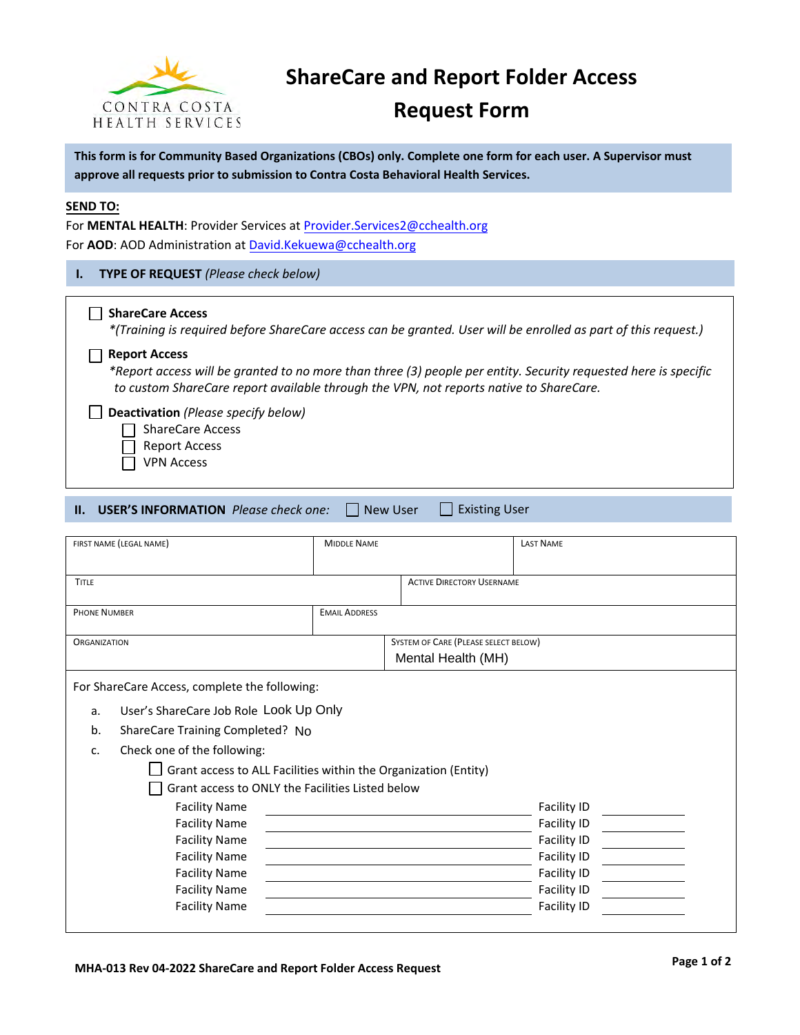CONTRA COSTA HEALTH SERVICES

# ShareCare and Report Folder Access Request Form

**This form is for Community Based Organizations (CBOs) only. Complete one form for each user. A Supervisor must approve all requests prior to submission to Contra Costa Behavioral Health Services.**

**SEND TO:**

For **MENTAL HEALTH**: Provider Services at Provider.Services2@cchealth.org

For **AOD**: AOD Administration at David.Kekuewa@cchealth.org

## I. TYPE OF REQUEST *(Please check below)*

☐ **ShareCare Access**
*\*(Training is required before ShareCare access can be granted. User will be enrolled as part of this request.)*

☐ **Report Access**
*\*Report access will be granted to no more than three (3) people per entity. Security requested here is specific to custom ShareCare report available through the VPN, not reports native to ShareCare.*

☐ **Deactivation** *(Please specify below)*
- ☐ ShareCare Access
- ☐ Report Access
- ☐ VPN Access

## II. USER'S INFORMATION *Please check one:* ☐ New User ☐ Existing User

| FIRST NAME (LEGAL NAME) | MIDDLE NAME | LAST NAME |
|---|---|---|
| | | |

| TITLE | ACTIVE DIRECTORY USERNAME |
|---|---|
| | |

| PHONE NUMBER | EMAIL ADDRESS |
|---|---|
| | |

| ORGANIZATION | SYSTEM OF CARE (PLEASE SELECT BELOW) |
|---|---|
| | Mental Health (MH) |

For ShareCare Access, complete the following:

a. User's ShareCare Job Role Look Up Only

b. ShareCare Training Completed? No

c. Check one of the following:

☐ Grant access to ALL Facilities within the Organization (Entity)

☐ Grant access to ONLY the Facilities Listed below

| Facility Name | Facility ID |
|---|---|
| | |
| | |
| | |
| | |
| | |
| | |
| | |

MHA-013 Rev 04-2022 ShareCare and Report Folder Access Request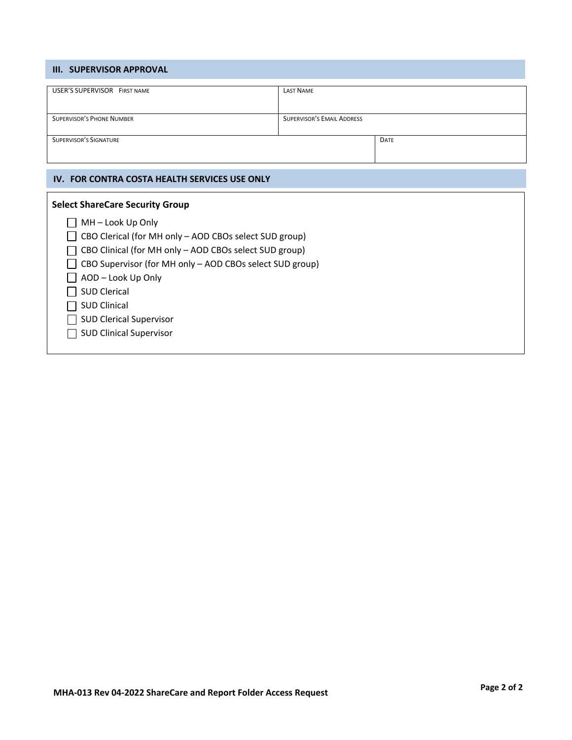## III. SUPERVISOR APPROVAL

| | | |
|---|---|---|
| USER'S SUPERVISOR FIRST NAME | LAST NAME | |
| SUPERVISOR'S PHONE NUMBER | SUPERVISOR'S EMAIL ADDRESS | |
| SUPERVISOR'S SIGNATURE | | DATE |

## IV. FOR CONTRA COSTA HEALTH SERVICES USE ONLY

**Select ShareCare Security Group**

- ☐ MH – Look Up Only
- ☐ CBO Clerical (for MH only – AOD CBOs select SUD group)
- ☐ CBO Clinical (for MH only – AOD CBOs select SUD group)
- ☐ CBO Supervisor (for MH only – AOD CBOs select SUD group)
- ☐ AOD – Look Up Only
- ☐ SUD Clerical
- ☐ SUD Clinical
- ☐ SUD Clerical Supervisor
- ☐ SUD Clinical Supervisor

**MHA-013 Rev 04-2022 ShareCare and Report Folder Access Request**